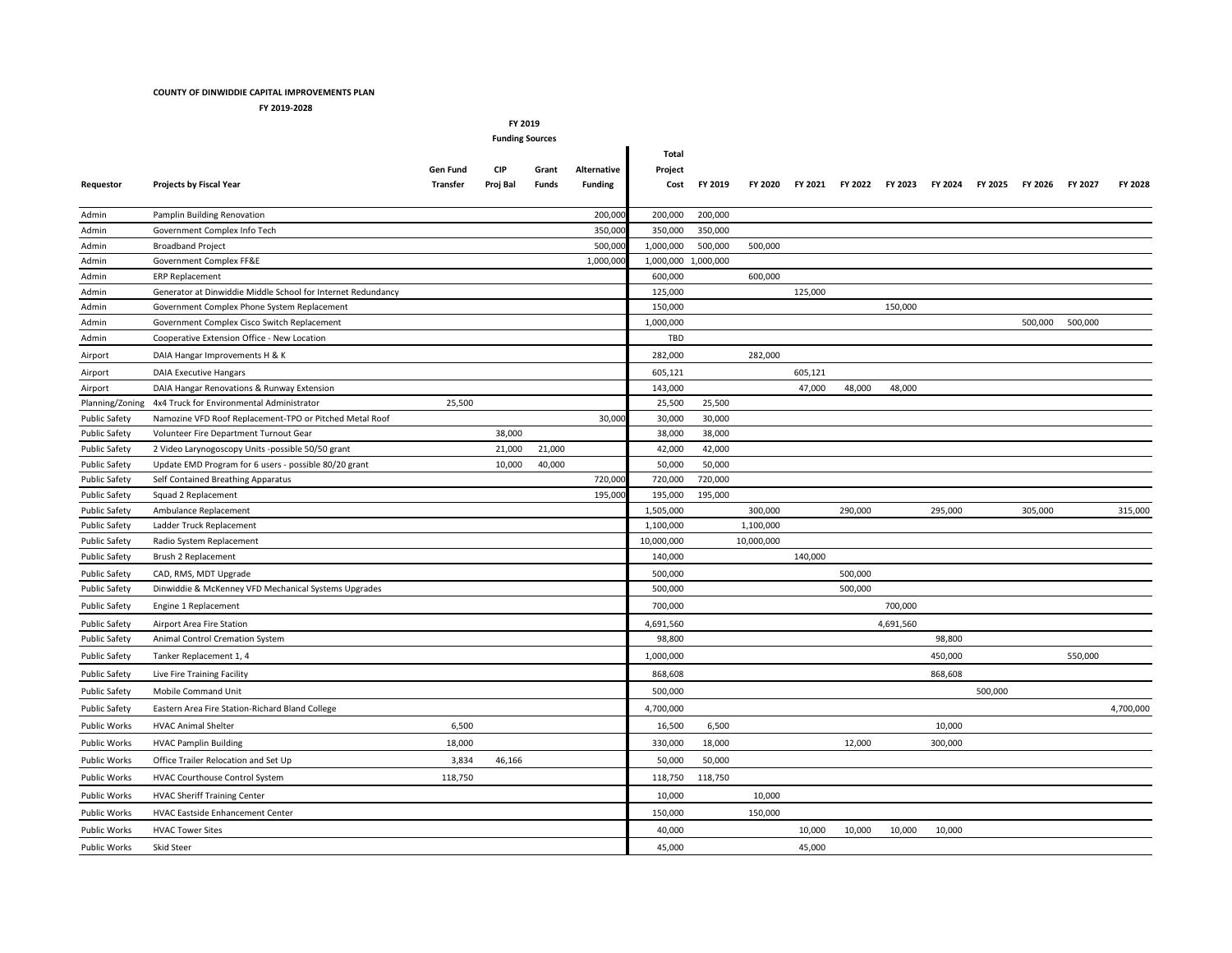**COUNTY OF DINWIDDIE CAPITAL IMPROVEMENTS PLAN**

**FY 2019-2028**

| | | FY 2019 Funding Sources | | | | | | | | | | | | | | | |
|---|---|---|---|---|---|---|---|---|---|---|---|---|---|---|---|---|---|
| **Requestor** | **Projects by Fiscal Year** | **Gen Fund Transfer** | **CIP Proj Bal** | **Grant Funds** | **Alternative Funding** | **Total Project Cost** | **FY 2019** | **FY 2020** | **FY 2021** | **FY 2022** | **FY 2023** | **FY 2024** | **FY 2025** | **FY 2026** | **FY 2027** | **FY 2028** |
| Admin | Pamplin Building Renovation | | | | 200,000 | 200,000 | 200,000 | | | | | | | | | |
| Admin | Government Complex Info Tech | | | | 350,000 | 350,000 | 350,000 | | | | | | | | | |
| Admin | Broadband Project | | | | 500,000 | 1,000,000 | 500,000 | 500,000 | | | | | | | | |
| Admin | Government Complex FF&E | | | | 1,000,000 | 1,000,000 | 1,000,000 | | | | | | | | | |
| Admin | ERP Replacement | | | | | 600,000 | | 600,000 | | | | | | | | |
| Admin | Generator at Dinwiddie Middle School for Internet Redundancy | | | | | 125,000 | | | 125,000 | | | | | | | |
| Admin | Government Complex Phone System Replacement | | | | | 150,000 | | | | | 150,000 | | | | | |
| Admin | Government Complex Cisco Switch Replacement | | | | | 1,000,000 | | | | | | | | 500,000 | 500,000 | |
| Admin | Cooperative Extension Office - New Location | | | | | TBD | | | | | | | | | | |
| Airport | DAIA Hangar Improvements H & K | | | | | 282,000 | | 282,000 | | | | | | | | |
| Airport | DAIA Executive Hangars | | | | | 605,121 | | | 605,121 | | | | | | | |
| Airport | DAIA Hangar Renovations & Runway Extension | | | | | 143,000 | | | 47,000 | 48,000 | 48,000 | | | | | |
| Planning/Zoning | 4x4 Truck for Environmental Administrator | 25,500 | | | | 25,500 | 25,500 | | | | | | | | | |
| Public Safety | Namozine VFD Roof Replacement-TPO or Pitched Metal Roof | | | | 30,000 | 30,000 | 30,000 | | | | | | | | | |
| Public Safety | Volunteer Fire Department Turnout Gear | | 38,000 | | | 38,000 | 38,000 | | | | | | | | | |
| Public Safety | 2 Video Larynogoscopy Units -possible 50/50 grant | | 21,000 | 21,000 | | 42,000 | 42,000 | | | | | | | | | |
| Public Safety | Update EMD Program for 6 users - possible 80/20 grant | | 10,000 | 40,000 | | 50,000 | 50,000 | | | | | | | | | |
| Public Safety | Self Contained Breathing Apparatus | | | | 720,000 | 720,000 | 720,000 | | | | | | | | | |
| Public Safety | Squad 2 Replacement | | | | 195,000 | 195,000 | 195,000 | | | | | | | | | |
| Public Safety | Ambulance Replacement | | | | | 1,505,000 | | 300,000 | | 290,000 | | 295,000 | | 305,000 | | 315,000 |
| Public Safety | Ladder Truck Replacement | | | | | 1,100,000 | | 1,100,000 | | | | | | | | |
| Public Safety | Radio System Replacement | | | | | 10,000,000 | | 10,000,000 | | | | | | | | |
| Public Safety | Brush 2 Replacement | | | | | 140,000 | | | 140,000 | | | | | | | |
| Public Safety | CAD, RMS, MDT Upgrade | | | | | 500,000 | | | | 500,000 | | | | | | |
| Public Safety | Dinwiddie & McKenney VFD Mechanical Systems Upgrades | | | | | 500,000 | | | | 500,000 | | | | | | |
| Public Safety | Engine 1 Replacement | | | | | 700,000 | | | | | 700,000 | | | | | |
| Public Safety | Airport Area Fire Station | | | | | 4,691,560 | | | | | 4,691,560 | | | | | |
| Public Safety | Animal Control Cremation System | | | | | 98,800 | | | | | | 98,800 | | | | |
| Public Safety | Tanker Replacement 1, 4 | | | | | 1,000,000 | | | | | | 450,000 | | | 550,000 | |
| Public Safety | Live Fire Training Facility | | | | | 868,608 | | | | | | 868,608 | | | | |
| Public Safety | Mobile Command Unit | | | | | 500,000 | | | | | | | 500,000 | | | |
| Public Safety | Eastern Area Fire Station-Richard Bland College | | | | | 4,700,000 | | | | | | | | | | 4,700,000 |
| Public Works | HVAC Animal Shelter | 6,500 | | | | 16,500 | 6,500 | | | | | 10,000 | | | | |
| Public Works | HVAC Pamplin Building | 18,000 | | | | 330,000 | 18,000 | | | 12,000 | | 300,000 | | | | |
| Public Works | Office Trailer Relocation and Set Up | 3,834 | 46,166 | | | 50,000 | 50,000 | | | | | | | | | |
| Public Works | HVAC Courthouse Control System | 118,750 | | | | 118,750 | 118,750 | | | | | | | | | |
| Public Works | HVAC Sheriff Training Center | | | | | 10,000 | | 10,000 | | | | | | | | |
| Public Works | HVAC Eastside Enhancement Center | | | | | 150,000 | | 150,000 | | | | | | | | |
| Public Works | HVAC Tower Sites | | | | | 40,000 | | | 10,000 | 10,000 | 10,000 | 10,000 | | | | |
| Public Works | Skid Steer | | | | | 45,000 | | | 45,000 | | | | | | | |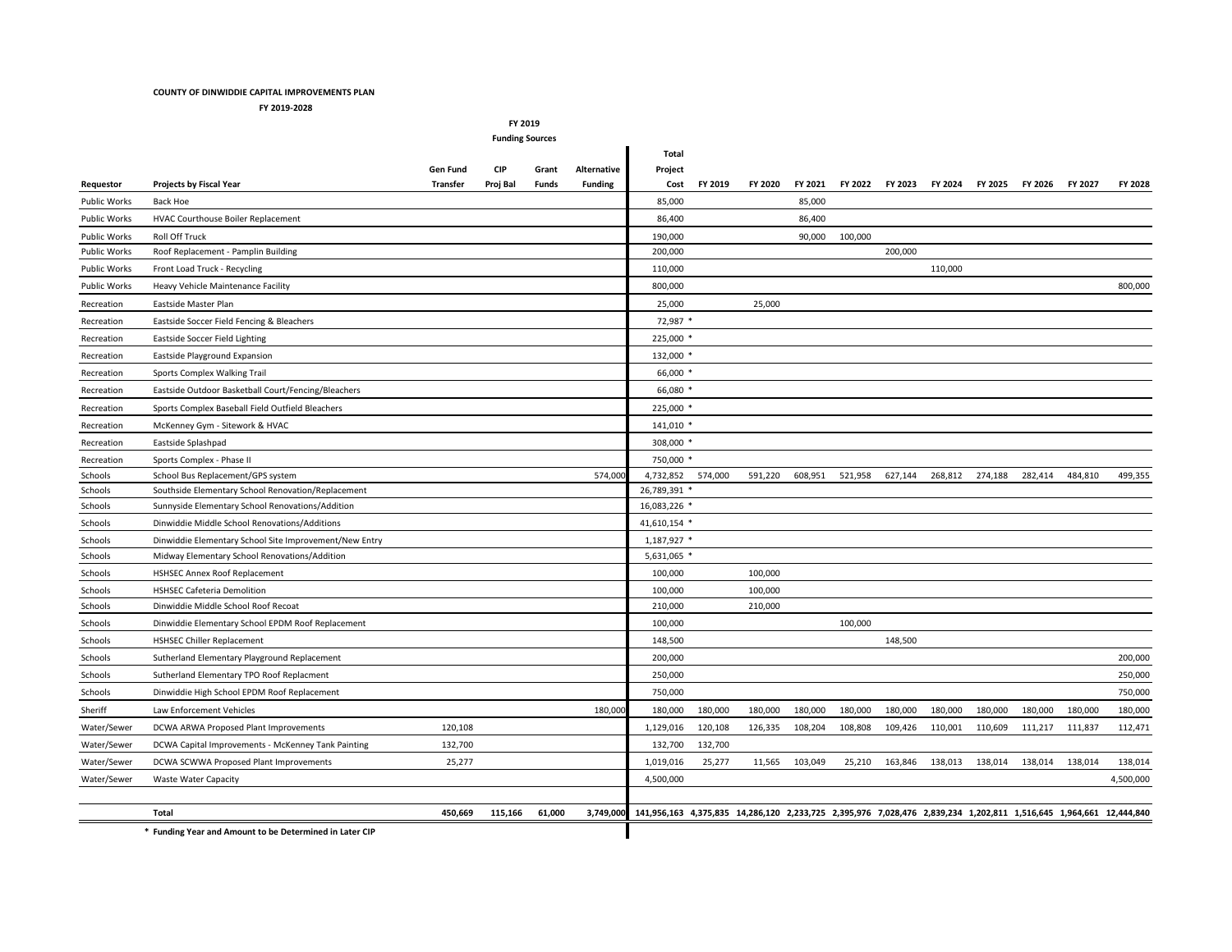**COUNTY OF DINWIDDIE CAPITAL IMPROVEMENTS PLAN**

**FY 2019-2028**

| | | FY 2019 Funding Sources | | | | | | | | | | | | | | | |
|---|---|---|---|---|---|---|---|---|---|---|---|---|---|---|---|---|---|
| **Requestor** | **Projects by Fiscal Year** | **Gen Fund Transfer** | **CIP Proj Bal** | **Grant Funds** | **Alternative Funding** | **Total Project Cost** | **FY 2019** | **FY 2020** | **FY 2021** | **FY 2022** | **FY 2023** | **FY 2024** | **FY 2025** | **FY 2026** | **FY 2027** | **FY 2028** |
| Public Works | Back Hoe | | | | | 85,000 | | | 85,000 | | | | | | | |
| Public Works | HVAC Courthouse Boiler Replacement | | | | | 86,400 | | | 86,400 | | | | | | | |
| Public Works | Roll Off Truck | | | | | 190,000 | | | 90,000 | 100,000 | | | | | | |
| Public Works | Roof Replacement - Pamplin Building | | | | | 200,000 | | | | | 200,000 | | | | | |
| Public Works | Front Load Truck - Recycling | | | | | 110,000 | | | | | | 110,000 | | | | |
| Public Works | Heavy Vehicle Maintenance Facility | | | | | 800,000 | | | | | | | | | | 800,000 |
| Recreation | Eastside Master Plan | | | | | 25,000 | | 25,000 | | | | | | | | |
| Recreation | Eastside Soccer Field Fencing & Bleachers | | | | | 72,987 * | | | | | | | | | | |
| Recreation | Eastside Soccer Field Lighting | | | | | 225,000 * | | | | | | | | | | |
| Recreation | Eastside Playground Expansion | | | | | 132,000 * | | | | | | | | | | |
| Recreation | Sports Complex Walking Trail | | | | | 66,000 * | | | | | | | | | | |
| Recreation | Eastside Outdoor Basketball Court/Fencing/Bleachers | | | | | 66,080 * | | | | | | | | | | |
| Recreation | Sports Complex Baseball Field Outfield Bleachers | | | | | 225,000 * | | | | | | | | | | |
| Recreation | McKenney Gym - Sitework & HVAC | | | | | 141,010 * | | | | | | | | | | |
| Recreation | Eastside Splashpad | | | | | 308,000 * | | | | | | | | | | |
| Recreation | Sports Complex - Phase II | | | | | 750,000 * | | | | | | | | | | |
| Schools | School Bus Replacement/GPS system | | | | 574,000 | 4,732,852 | 574,000 | 591,220 | 608,951 | 521,958 | 627,144 | 268,812 | 274,188 | 282,414 | 484,810 | 499,355 |
| Schools | Southside Elementary School Renovation/Replacement | | | | | 26,789,391 * | | | | | | | | | | |
| Schools | Sunnyside Elementary School Renovations/Addition | | | | | 16,083,226 * | | | | | | | | | | |
| Schools | Dinwiddie Middle School Renovations/Additions | | | | | 41,610,154 * | | | | | | | | | | |
| Schools | Dinwiddie Elementary School Site Improvement/New Entry | | | | | 1,187,927 * | | | | | | | | | | |
| Schools | Midway Elementary School Renovations/Addition | | | | | 5,631,065 * | | | | | | | | | | |
| Schools | HSHSEC Annex Roof Replacement | | | | | 100,000 | | 100,000 | | | | | | | | |
| Schools | HSHSEC Cafeteria Demolition | | | | | 100,000 | | 100,000 | | | | | | | | |
| Schools | Dinwiddie Middle School Roof Recoat | | | | | 210,000 | | 210,000 | | | | | | | | |
| Schools | Dinwiddie Elementary School EPDM Roof Replacement | | | | | 100,000 | | | | 100,000 | | | | | | |
| Schools | HSHSEC Chiller Replacement | | | | | 148,500 | | | | | 148,500 | | | | | |
| Schools | Sutherland Elementary Playground Replacement | | | | | 200,000 | | | | | | | | | | 200,000 |
| Schools | Sutherland Elementary TPO Roof Replacment | | | | | 250,000 | | | | | | | | | | 250,000 |
| Schools | Dinwiddie High School EPDM Roof Replacement | | | | | 750,000 | | | | | | | | | | 750,000 |
| Sheriff | Law Enforcement Vehicles | | | | 180,000 | 180,000 | 180,000 | 180,000 | 180,000 | 180,000 | 180,000 | 180,000 | 180,000 | 180,000 | 180,000 | 180,000 |
| Water/Sewer | DCWA ARWA Proposed Plant Improvements | 120,108 | | | | 1,129,016 | 120,108 | 126,335 | 108,204 | 108,808 | 109,426 | 110,001 | 110,609 | 111,217 | 111,837 | 112,471 |
| Water/Sewer | DCWA Capital Improvements - McKenney Tank Painting | 132,700 | | | | 132,700 | 132,700 | | | | | | | | | |
| Water/Sewer | DCWA SCWWA Proposed Plant Improvements | 25,277 | | | | 1,019,016 | 25,277 | 11,565 | 103,049 | 25,210 | 163,846 | 138,013 | 138,014 | 138,014 | 138,014 | 138,014 |
| Water/Sewer | Waste Water Capacity | | | | | 4,500,000 | | | | | | | | | | 4,500,000 |
| | **Total** | **450,669** | **115,166** | **61,000** | **3,749,000** | **141,956,163** | **4,375,835** | **14,286,120** | **2,233,725** | **2,395,976** | **7,028,476** | **2,839,234** | **1,202,811** | **1,516,645** | **1,964,661** | **12,444,840** |

**\* Funding Year and Amount to be Determined in Later CIP**